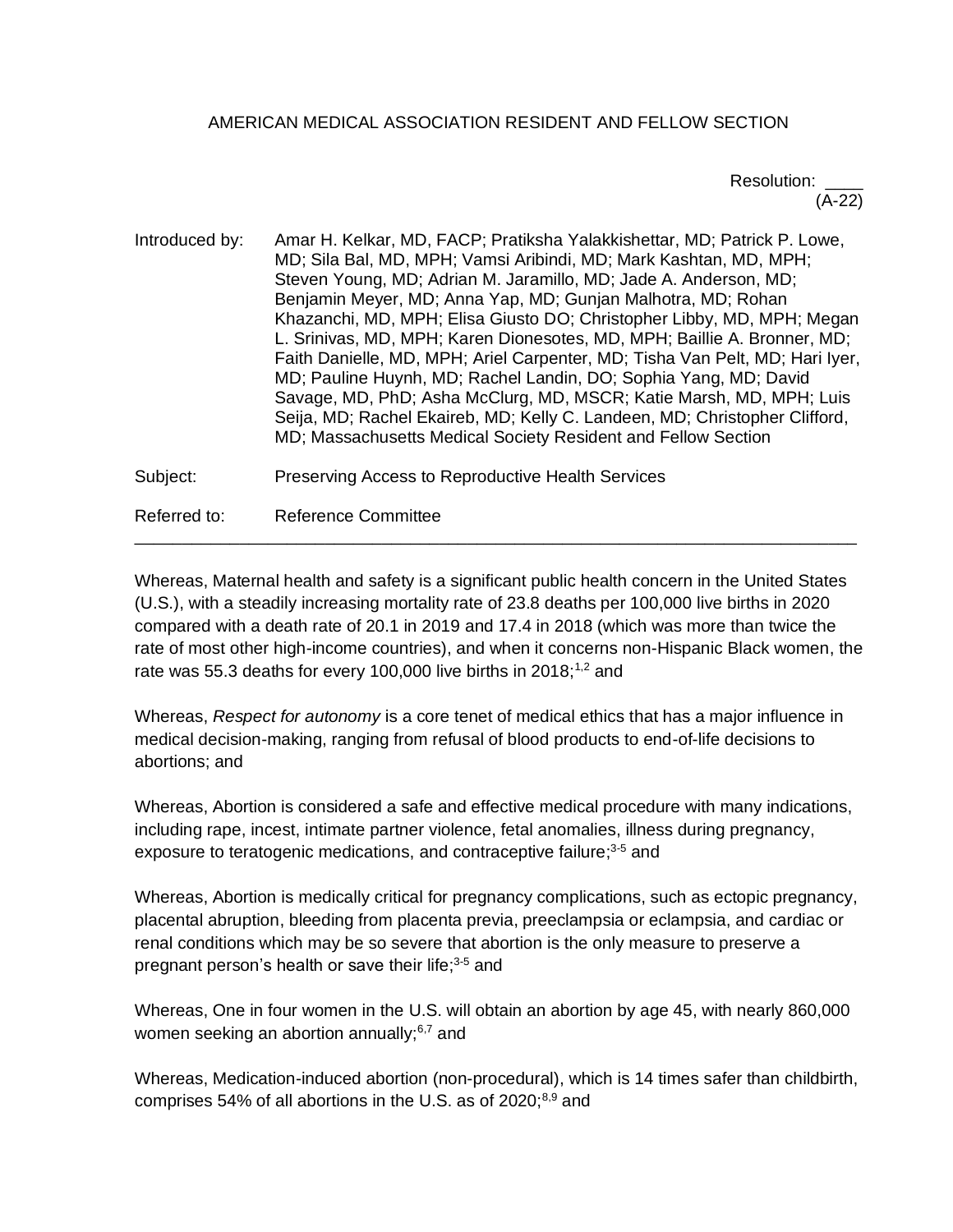AMERICAN MEDICAL ASSOCIATION RESIDENT AND FELLOW SECTION

Resolution: ____
(A-22)

Introduced by: Amar H. Kelkar, MD, FACP; Pratiksha Yalakkishettar, MD; Patrick P. Lowe, MD; Sila Bal, MD, MPH; Vamsi Aribindi, MD; Mark Kashtan, MD, MPH; Steven Young, MD; Adrian M. Jaramillo, MD; Jade A. Anderson, MD; Benjamin Meyer, MD; Anna Yap, MD; Gunjan Malhotra, MD; Rohan Khazanchi, MD, MPH; Elisa Giusto DO; Christopher Libby, MD, MPH; Megan L. Srinivas, MD, MPH; Karen Dionesotes, MD, MPH; Baillie A. Bronner, MD; Faith Danielle, MD, MPH; Ariel Carpenter, MD; Tisha Van Pelt, MD; Hari Iyer, MD; Pauline Huynh, MD; Rachel Landin, DO; Sophia Yang, MD; David Savage, MD, PhD; Asha McClurg, MD, MSCR; Katie Marsh, MD, MPH; Luis Seija, MD; Rachel Ekaireb, MD; Kelly C. Landeen, MD; Christopher Clifford, MD; Massachusetts Medical Society Resident and Fellow Section

Subject: Preserving Access to Reproductive Health Services

Referred to: Reference Committee

---

Whereas, Maternal health and safety is a significant public health concern in the United States (U.S.), with a steadily increasing mortality rate of 23.8 deaths per 100,000 live births in 2020 compared with a death rate of 20.1 in 2019 and 17.4 in 2018 (which was more than twice the rate of most other high-income countries), and when it concerns non-Hispanic Black women, the rate was 55.3 deaths for every 100,000 live births in 2018;[1,2] and

Whereas, *Respect for autonomy* is a core tenet of medical ethics that has a major influence in medical decision-making, ranging from refusal of blood products to end-of-life decisions to abortions; and

Whereas, Abortion is considered a safe and effective medical procedure with many indications, including rape, incest, intimate partner violence, fetal anomalies, illness during pregnancy, exposure to teratogenic medications, and contraceptive failure;[3-5] and

Whereas, Abortion is medically critical for pregnancy complications, such as ectopic pregnancy, placental abruption, bleeding from placenta previa, preeclampsia or eclampsia, and cardiac or renal conditions which may be so severe that abortion is the only measure to preserve a pregnant person's health or save their life;[3-5] and

Whereas, One in four women in the U.S. will obtain an abortion by age 45, with nearly 860,000 women seeking an abortion annually;[6,7] and

Whereas, Medication-induced abortion (non-procedural), which is 14 times safer than childbirth, comprises 54% of all abortions in the U.S. as of 2020;[8,9] and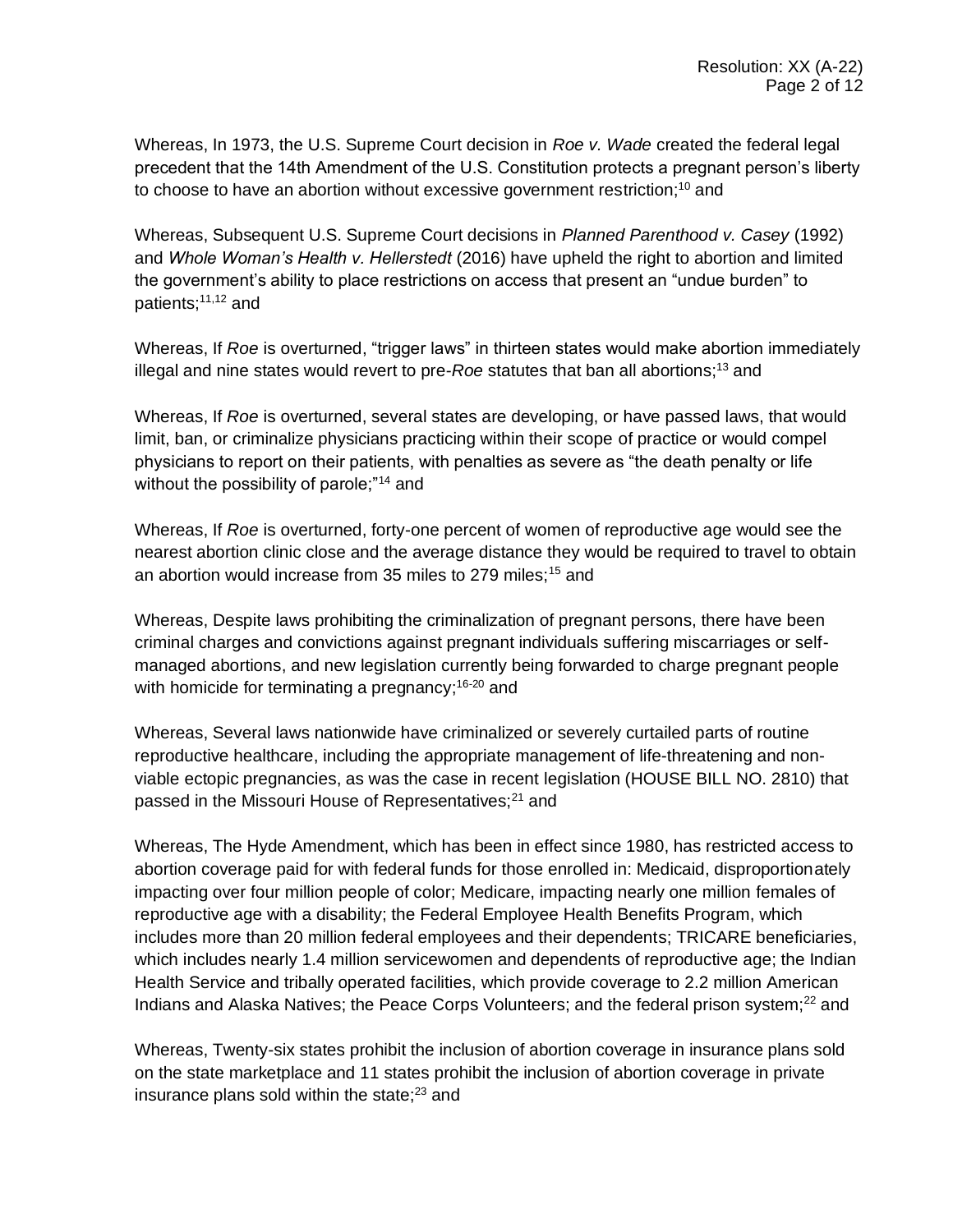Whereas, In 1973, the U.S. Supreme Court decision in *Roe v. Wade* created the federal legal precedent that the 14th Amendment of the U.S. Constitution protects a pregnant person's liberty to choose to have an abortion without excessive government restriction;[10] and

Whereas, Subsequent U.S. Supreme Court decisions in *Planned Parenthood v. Casey* (1992) and *Whole Woman's Health v. Hellerstedt* (2016) have upheld the right to abortion and limited the government's ability to place restrictions on access that present an "undue burden" to patients;[11,12] and

Whereas, If *Roe* is overturned, "trigger laws" in thirteen states would make abortion immediately illegal and nine states would revert to pre-*Roe* statutes that ban all abortions;[13] and

Whereas, If *Roe* is overturned, several states are developing, or have passed laws, that would limit, ban, or criminalize physicians practicing within their scope of practice or would compel physicians to report on their patients, with penalties as severe as "the death penalty or life without the possibility of parole;"[14] and

Whereas, If *Roe* is overturned, forty-one percent of women of reproductive age would see the nearest abortion clinic close and the average distance they would be required to travel to obtain an abortion would increase from 35 miles to 279 miles;[15] and

Whereas, Despite laws prohibiting the criminalization of pregnant persons, there have been criminal charges and convictions against pregnant individuals suffering miscarriages or self-managed abortions, and new legislation currently being forwarded to charge pregnant people with homicide for terminating a pregnancy;[16-20] and

Whereas, Several laws nationwide have criminalized or severely curtailed parts of routine reproductive healthcare, including the appropriate management of life-threatening and non-viable ectopic pregnancies, as was the case in recent legislation (HOUSE BILL NO. 2810) that passed in the Missouri House of Representatives;[21] and

Whereas, The Hyde Amendment, which has been in effect since 1980, has restricted access to abortion coverage paid for with federal funds for those enrolled in: Medicaid, disproportionately impacting over four million people of color; Medicare, impacting nearly one million females of reproductive age with a disability; the Federal Employee Health Benefits Program, which includes more than 20 million federal employees and their dependents; TRICARE beneficiaries, which includes nearly 1.4 million servicewomen and dependents of reproductive age; the Indian Health Service and tribally operated facilities, which provide coverage to 2.2 million American Indians and Alaska Natives; the Peace Corps Volunteers; and the federal prison system;[22] and

Whereas, Twenty-six states prohibit the inclusion of abortion coverage in insurance plans sold on the state marketplace and 11 states prohibit the inclusion of abortion coverage in private insurance plans sold within the state;[23] and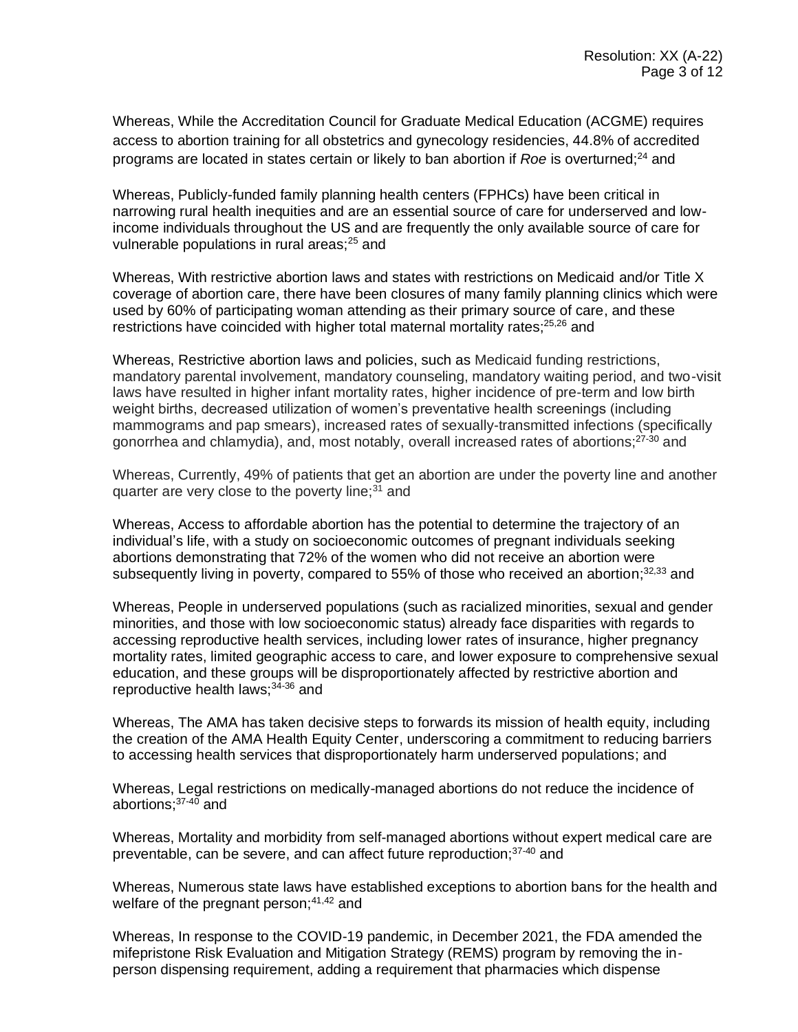Whereas, While the Accreditation Council for Graduate Medical Education (ACGME) requires access to abortion training for all obstetrics and gynecology residencies, 44.8% of accredited programs are located in states certain or likely to ban abortion if *Roe* is overturned;[24] and

Whereas, Publicly-funded family planning health centers (FPHCs) have been critical in narrowing rural health inequities and are an essential source of care for underserved and low-income individuals throughout the US and are frequently the only available source of care for vulnerable populations in rural areas;[25] and

Whereas, With restrictive abortion laws and states with restrictions on Medicaid and/or Title X coverage of abortion care, there have been closures of many family planning clinics which were used by 60% of participating woman attending as their primary source of care, and these restrictions have coincided with higher total maternal mortality rates;[25,26] and

Whereas, Restrictive abortion laws and policies, such as Medicaid funding restrictions, mandatory parental involvement, mandatory counseling, mandatory waiting period, and two-visit laws have resulted in higher infant mortality rates, higher incidence of pre-term and low birth weight births, decreased utilization of women's preventative health screenings (including mammograms and pap smears), increased rates of sexually-transmitted infections (specifically gonorrhea and chlamydia), and, most notably, overall increased rates of abortions;[27-30] and

Whereas, Currently, 49% of patients that get an abortion are under the poverty line and another quarter are very close to the poverty line;[31] and

Whereas, Access to affordable abortion has the potential to determine the trajectory of an individual's life, with a study on socioeconomic outcomes of pregnant individuals seeking abortions demonstrating that 72% of the women who did not receive an abortion were subsequently living in poverty, compared to 55% of those who received an abortion;[32,33] and

Whereas, People in underserved populations (such as racialized minorities, sexual and gender minorities, and those with low socioeconomic status) already face disparities with regards to accessing reproductive health services, including lower rates of insurance, higher pregnancy mortality rates, limited geographic access to care, and lower exposure to comprehensive sexual education, and these groups will be disproportionately affected by restrictive abortion and reproductive health laws;[34-36] and

Whereas, The AMA has taken decisive steps to forwards its mission of health equity, including the creation of the AMA Health Equity Center, underscoring a commitment to reducing barriers to accessing health services that disproportionately harm underserved populations; and

Whereas, Legal restrictions on medically-managed abortions do not reduce the incidence of abortions;[37-40] and

Whereas, Mortality and morbidity from self-managed abortions without expert medical care are preventable, can be severe, and can affect future reproduction;[37-40] and

Whereas, Numerous state laws have established exceptions to abortion bans for the health and welfare of the pregnant person;[41,42] and

Whereas, In response to the COVID-19 pandemic, in December 2021, the FDA amended the mifepristone Risk Evaluation and Mitigation Strategy (REMS) program by removing the in-person dispensing requirement, adding a requirement that pharmacies which dispense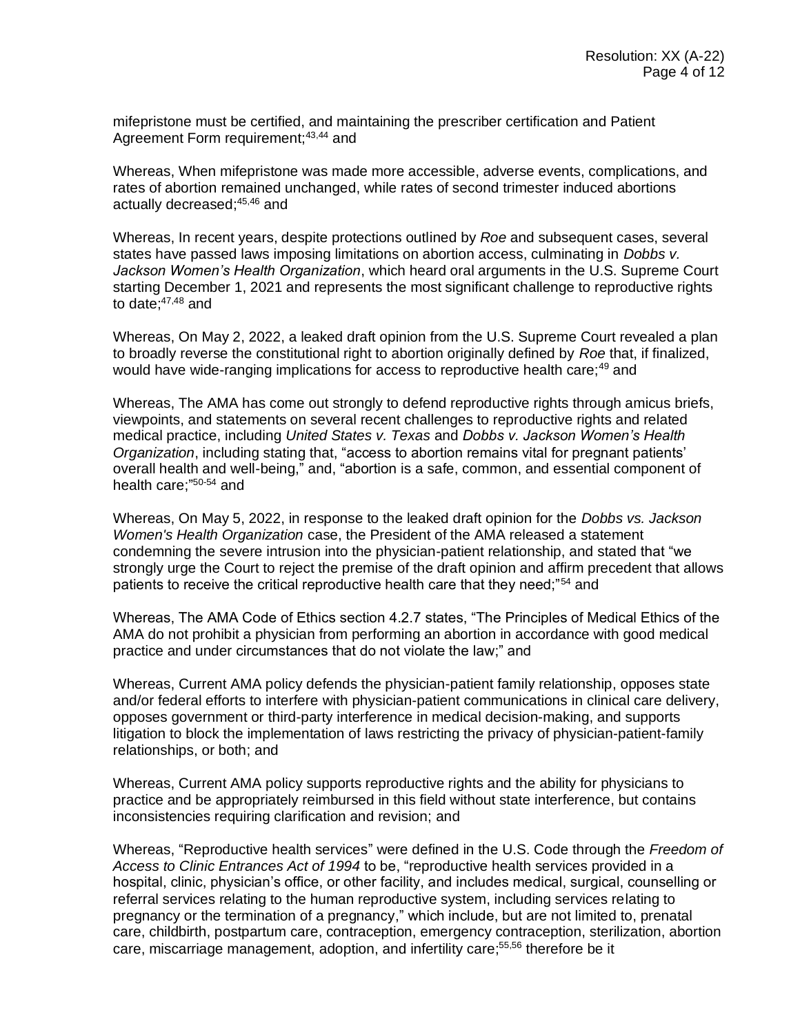mifepristone must be certified, and maintaining the prescriber certification and Patient Agreement Form requirement;[43,44] and

Whereas, When mifepristone was made more accessible, adverse events, complications, and rates of abortion remained unchanged, while rates of second trimester induced abortions actually decreased;[45,46] and

Whereas, In recent years, despite protections outlined by *Roe* and subsequent cases, several states have passed laws imposing limitations on abortion access, culminating in *Dobbs v. Jackson Women's Health Organization*, which heard oral arguments in the U.S. Supreme Court starting December 1, 2021 and represents the most significant challenge to reproductive rights to date;[47,48] and

Whereas, On May 2, 2022, a leaked draft opinion from the U.S. Supreme Court revealed a plan to broadly reverse the constitutional right to abortion originally defined by *Roe* that, if finalized, would have wide-ranging implications for access to reproductive health care;[49] and

Whereas, The AMA has come out strongly to defend reproductive rights through amicus briefs, viewpoints, and statements on several recent challenges to reproductive rights and related medical practice, including *United States v. Texas* and *Dobbs v. Jackson Women's Health Organization*, including stating that, "access to abortion remains vital for pregnant patients' overall health and well-being," and, "abortion is a safe, common, and essential component of health care;"[50-54] and

Whereas, On May 5, 2022, in response to the leaked draft opinion for the *Dobbs vs. Jackson Women's Health Organization* case, the President of the AMA released a statement condemning the severe intrusion into the physician-patient relationship, and stated that "we strongly urge the Court to reject the premise of the draft opinion and affirm precedent that allows patients to receive the critical reproductive health care that they need;"[54] and

Whereas, The AMA Code of Ethics section 4.2.7 states, "The Principles of Medical Ethics of the AMA do not prohibit a physician from performing an abortion in accordance with good medical practice and under circumstances that do not violate the law;" and

Whereas, Current AMA policy defends the physician-patient family relationship, opposes state and/or federal efforts to interfere with physician-patient communications in clinical care delivery, opposes government or third-party interference in medical decision-making, and supports litigation to block the implementation of laws restricting the privacy of physician-patient-family relationships, or both; and

Whereas, Current AMA policy supports reproductive rights and the ability for physicians to practice and be appropriately reimbursed in this field without state interference, but contains inconsistencies requiring clarification and revision; and

Whereas, "Reproductive health services" were defined in the U.S. Code through the *Freedom of Access to Clinic Entrances Act of 1994* to be, "reproductive health services provided in a hospital, clinic, physician's office, or other facility, and includes medical, surgical, counselling or referral services relating to the human reproductive system, including services relating to pregnancy or the termination of a pregnancy," which include, but are not limited to, prenatal care, childbirth, postpartum care, contraception, emergency contraception, sterilization, abortion care, miscarriage management, adoption, and infertility care;[55,56] therefore be it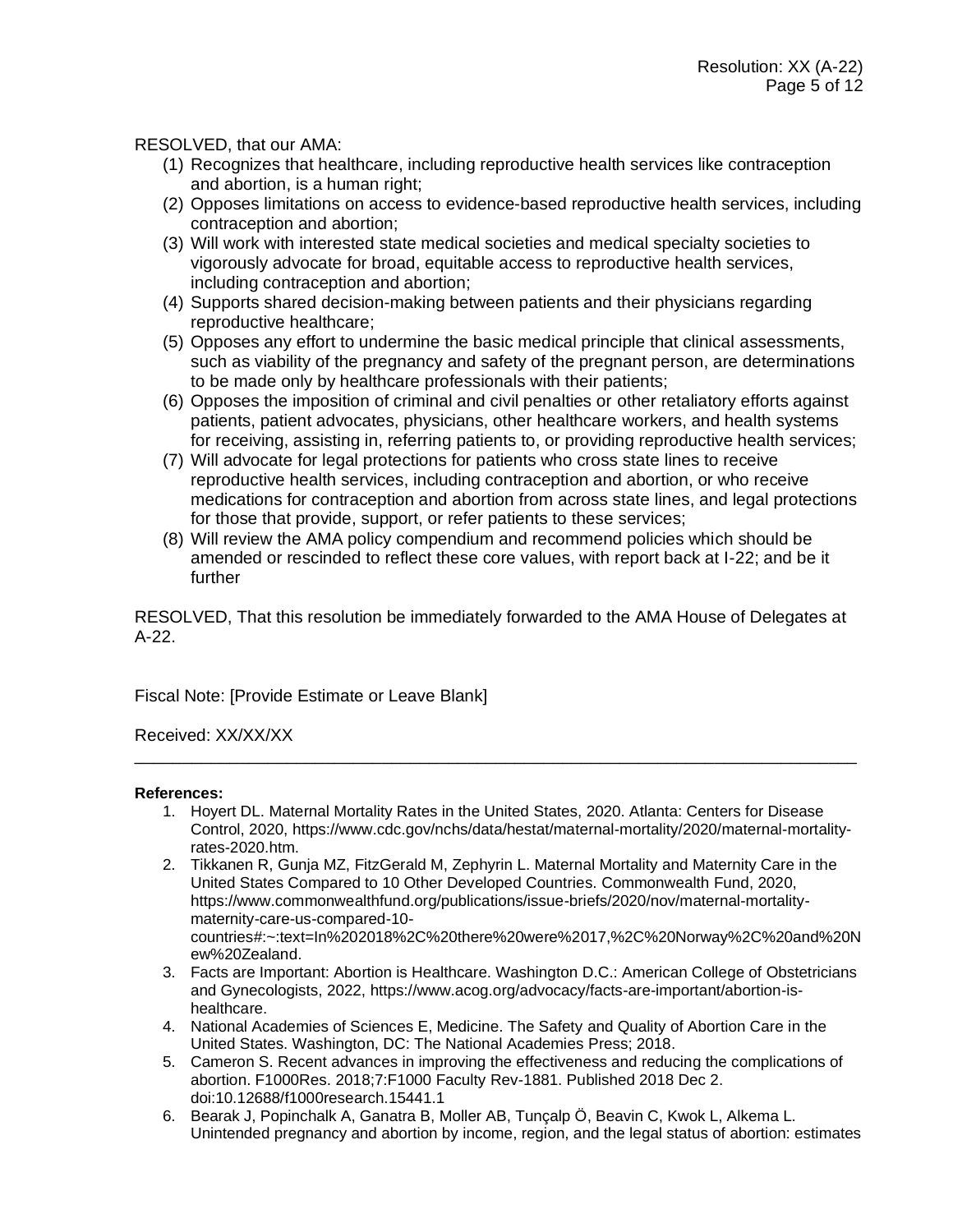RESOLVED, that our AMA:

1. Recognizes that healthcare, including reproductive health services like contraception and abortion, is a human right;
2. Opposes limitations on access to evidence-based reproductive health services, including contraception and abortion;
3. Will work with interested state medical societies and medical specialty societies to vigorously advocate for broad, equitable access to reproductive health services, including contraception and abortion;
4. Supports shared decision-making between patients and their physicians regarding reproductive healthcare;
5. Opposes any effort to undermine the basic medical principle that clinical assessments, such as viability of the pregnancy and safety of the pregnant person, are determinations to be made only by healthcare professionals with their patients;
6. Opposes the imposition of criminal and civil penalties or other retaliatory efforts against patients, patient advocates, physicians, other healthcare workers, and health systems for receiving, assisting in, referring patients to, or providing reproductive health services;
7. Will advocate for legal protections for patients who cross state lines to receive reproductive health services, including contraception and abortion, or who receive medications for contraception and abortion from across state lines, and legal protections for those that provide, support, or refer patients to these services;
8. Will review the AMA policy compendium and recommend policies which should be amended or rescinded to reflect these core values, with report back at I-22; and be it further

RESOLVED, That this resolution be immediately forwarded to the AMA House of Delegates at A-22.

Fiscal Note: [Provide Estimate or Leave Blank]

Received: XX/XX/XX

---

**References:**

1. Hoyert DL. Maternal Mortality Rates in the United States, 2020. Atlanta: Centers for Disease Control, 2020, https://www.cdc.gov/nchs/data/hestat/maternal-mortality/2020/maternal-mortality-rates-2020.htm.
2. Tikkanen R, Gunja MZ, FitzGerald M, Zephyrin L. Maternal Mortality and Maternity Care in the United States Compared to 10 Other Developed Countries. Commonwealth Fund, 2020, https://www.commonwealthfund.org/publications/issue-briefs/2020/nov/maternal-mortality-maternity-care-us-compared-10-countries#:~:text=In%202018%2C%20there%20were%2017,%2C%20Norway%2C%20and%20New%20Zealand.
3. Facts are Important: Abortion is Healthcare. Washington D.C.: American College of Obstetricians and Gynecologists, 2022, https://www.acog.org/advocacy/facts-are-important/abortion-is-healthcare.
4. National Academies of Sciences E, Medicine. The Safety and Quality of Abortion Care in the United States. Washington, DC: The National Academies Press; 2018.
5. Cameron S. Recent advances in improving the effectiveness and reducing the complications of abortion. F1000Res. 2018;7:F1000 Faculty Rev-1881. Published 2018 Dec 2. doi:10.12688/f1000research.15441.1
6. Bearak J, Popinchalk A, Ganatra B, Moller AB, Tunçalp Ö, Beavin C, Kwok L, Alkema L. Unintended pregnancy and abortion by income, region, and the legal status of abortion: estimates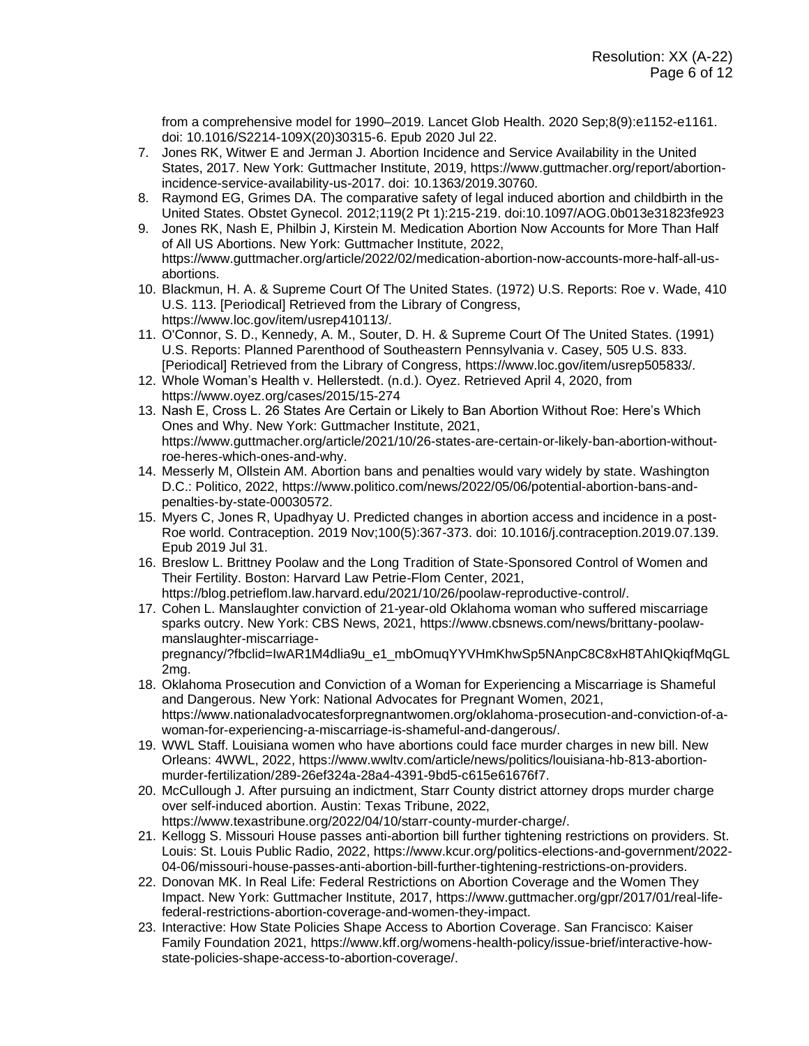from a comprehensive model for 1990–2019. Lancet Glob Health. 2020 Sep;8(9):e1152-e1161. doi: 10.1016/S2214-109X(20)30315-6. Epub 2020 Jul 22.

7. Jones RK, Witwer E and Jerman J. Abortion Incidence and Service Availability in the United States, 2017. New York: Guttmacher Institute, 2019, https://www.guttmacher.org/report/abortion-incidence-service-availability-us-2017. doi: 10.1363/2019.30760.
8. Raymond EG, Grimes DA. The comparative safety of legal induced abortion and childbirth in the United States. Obstet Gynecol. 2012;119(2 Pt 1):215-219. doi:10.1097/AOG.0b013e31823fe923
9. Jones RK, Nash E, Philbin J, Kirstein M. Medication Abortion Now Accounts for More Than Half of All US Abortions. New York: Guttmacher Institute, 2022, https://www.guttmacher.org/article/2022/02/medication-abortion-now-accounts-more-half-all-us-abortions.
10. Blackmun, H. A. & Supreme Court Of The United States. (1972) U.S. Reports: Roe v. Wade, 410 U.S. 113. [Periodical] Retrieved from the Library of Congress, https://www.loc.gov/item/usrep410113/.
11. O'Connor, S. D., Kennedy, A. M., Souter, D. H. & Supreme Court Of The United States. (1991) U.S. Reports: Planned Parenthood of Southeastern Pennsylvania v. Casey, 505 U.S. 833. [Periodical] Retrieved from the Library of Congress, https://www.loc.gov/item/usrep505833/.
12. Whole Woman's Health v. Hellerstedt. (n.d.). Oyez. Retrieved April 4, 2020, from https://www.oyez.org/cases/2015/15-274
13. Nash E, Cross L. 26 States Are Certain or Likely to Ban Abortion Without Roe: Here's Which Ones and Why. New York: Guttmacher Institute, 2021, https://www.guttmacher.org/article/2021/10/26-states-are-certain-or-likely-ban-abortion-without-roe-heres-which-ones-and-why.
14. Messerly M, Ollstein AM. Abortion bans and penalties would vary widely by state. Washington D.C.: Politico, 2022, https://www.politico.com/news/2022/05/06/potential-abortion-bans-and-penalties-by-state-00030572.
15. Myers C, Jones R, Upadhyay U. Predicted changes in abortion access and incidence in a post-Roe world. Contraception. 2019 Nov;100(5):367-373. doi: 10.1016/j.contraception.2019.07.139. Epub 2019 Jul 31.
16. Breslow L. Brittney Poolaw and the Long Tradition of State-Sponsored Control of Women and Their Fertility. Boston: Harvard Law Petrie-Flom Center, 2021, https://blog.petrieflom.law.harvard.edu/2021/10/26/poolaw-reproductive-control/.
17. Cohen L. Manslaughter conviction of 21-year-old Oklahoma woman who suffered miscarriage sparks outcry. New York: CBS News, 2021, https://www.cbsnews.com/news/brittany-poolaw-manslaughter-miscarriage-pregnancy/?fbclid=IwAR1M4dlia9u_e1_mbOmuqYYVHmKhwSp5NAnpC8C8xH8TAhIQkiqfMqGL2mg.
18. Oklahoma Prosecution and Conviction of a Woman for Experiencing a Miscarriage is Shameful and Dangerous. New York: National Advocates for Pregnant Women, 2021, https://www.nationaladvocatesforpregnantwomen.org/oklahoma-prosecution-and-conviction-of-a-woman-for-experiencing-a-miscarriage-is-shameful-and-dangerous/.
19. WWL Staff. Louisiana women who have abortions could face murder charges in new bill. New Orleans: 4WWL, 2022, https://www.wwltv.com/article/news/politics/louisiana-hb-813-abortion-murder-fertilization/289-26ef324a-28a4-4391-9bd5-c615e61676f7.
20. McCullough J. After pursuing an indictment, Starr County district attorney drops murder charge over self-induced abortion. Austin: Texas Tribune, 2022, https://www.texastribune.org/2022/04/10/starr-county-murder-charge/.
21. Kellogg S. Missouri House passes anti-abortion bill further tightening restrictions on providers. St. Louis: St. Louis Public Radio, 2022, https://www.kcur.org/politics-elections-and-government/2022-04-06/missouri-house-passes-anti-abortion-bill-further-tightening-restrictions-on-providers.
22. Donovan MK. In Real Life: Federal Restrictions on Abortion Coverage and the Women They Impact. New York: Guttmacher Institute, 2017, https://www.guttmacher.org/gpr/2017/01/real-life-federal-restrictions-abortion-coverage-and-women-they-impact.
23. Interactive: How State Policies Shape Access to Abortion Coverage. San Francisco: Kaiser Family Foundation 2021, https://www.kff.org/womens-health-policy/issue-brief/interactive-how-state-policies-shape-access-to-abortion-coverage/.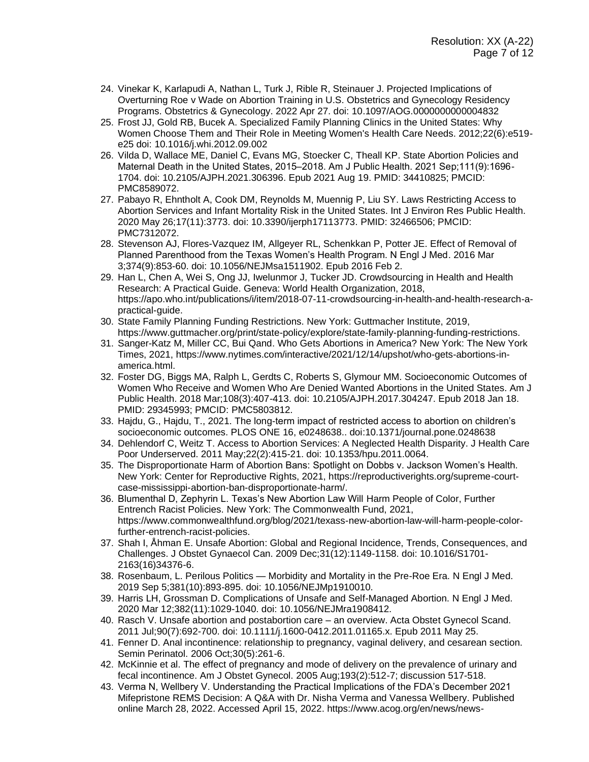24. Vinekar K, Karlapudi A, Nathan L, Turk J, Rible R, Steinauer J. Projected Implications of Overturning Roe v Wade on Abortion Training in U.S. Obstetrics and Gynecology Residency Programs. Obstetrics & Gynecology. 2022 Apr 27. doi: 10.1097/AOG.0000000000004832
25. Frost JJ, Gold RB, Bucek A. Specialized Family Planning Clinics in the United States: Why Women Choose Them and Their Role in Meeting Women's Health Care Needs. 2012;22(6):e519-e25 doi: 10.1016/j.whi.2012.09.002
26. Vilda D, Wallace ME, Daniel C, Evans MG, Stoecker C, Theall KP. State Abortion Policies and Maternal Death in the United States, 2015–2018. Am J Public Health. 2021 Sep;111(9):1696-1704. doi: 10.2105/AJPH.2021.306396. Epub 2021 Aug 19. PMID: 34410825; PMCID: PMC8589072.
27. Pabayo R, Ehntholt A, Cook DM, Reynolds M, Muennig P, Liu SY. Laws Restricting Access to Abortion Services and Infant Mortality Risk in the United States. Int J Environ Res Public Health. 2020 May 26;17(11):3773. doi: 10.3390/ijerph17113773. PMID: 32466506; PMCID: PMC7312072.
28. Stevenson AJ, Flores-Vazquez IM, Allgeyer RL, Schenkkan P, Potter JE. Effect of Removal of Planned Parenthood from the Texas Women's Health Program. N Engl J Med. 2016 Mar 3;374(9):853-60. doi: 10.1056/NEJMsa1511902. Epub 2016 Feb 2.
29. Han L, Chen A, Wei S, Ong JJ, Iwelunmor J, Tucker JD. Crowdsourcing in Health and Health Research: A Practical Guide. Geneva: World Health Organization, 2018, https://apo.who.int/publications/i/item/2018-07-11-crowdsourcing-in-health-and-health-research-a-practical-guide.
30. State Family Planning Funding Restrictions. New York: Guttmacher Institute, 2019, https://www.guttmacher.org/print/state-policy/explore/state-family-planning-funding-restrictions.
31. Sanger-Katz M, Miller CC, Bui Qand. Who Gets Abortions in America? New York: The New York Times, 2021, https://www.nytimes.com/interactive/2021/12/14/upshot/who-gets-abortions-in-america.html.
32. Foster DG, Biggs MA, Ralph L, Gerdts C, Roberts S, Glymour MM. Socioeconomic Outcomes of Women Who Receive and Women Who Are Denied Wanted Abortions in the United States. Am J Public Health. 2018 Mar;108(3):407-413. doi: 10.2105/AJPH.2017.304247. Epub 2018 Jan 18. PMID: 29345993; PMCID: PMC5803812.
33. Hajdu, G., Hajdu, T., 2021. The long-term impact of restricted access to abortion on children's socioeconomic outcomes. PLOS ONE 16, e0248638.. doi:10.1371/journal.pone.0248638
34. Dehlendorf C, Weitz T. Access to Abortion Services: A Neglected Health Disparity. J Health Care Poor Underserved. 2011 May;22(2):415-21. doi: 10.1353/hpu.2011.0064.
35. The Disproportionate Harm of Abortion Bans: Spotlight on Dobbs v. Jackson Women's Health. New York: Center for Reproductive Rights, 2021, https://reproductiverights.org/supreme-court-case-mississippi-abortion-ban-disproportionate-harm/.
36. Blumenthal D, Zephyrin L. Texas's New Abortion Law Will Harm People of Color, Further Entrench Racist Policies. New York: The Commonwealth Fund, 2021, https://www.commonwealthfund.org/blog/2021/texass-new-abortion-law-will-harm-people-color-further-entrench-racist-policies.
37. Shah I, Åhman E. Unsafe Abortion: Global and Regional Incidence, Trends, Consequences, and Challenges. J Obstet Gynaecol Can. 2009 Dec;31(12):1149-1158. doi: 10.1016/S1701-2163(16)34376-6.
38. Rosenbaum, L. Perilous Politics — Morbidity and Mortality in the Pre-Roe Era. N Engl J Med. 2019 Sep 5;381(10):893-895. doi: 10.1056/NEJMp1910010.
39. Harris LH, Grossman D. Complications of Unsafe and Self-Managed Abortion. N Engl J Med. 2020 Mar 12;382(11):1029-1040. doi: 10.1056/NEJMra1908412.
40. Rasch V. Unsafe abortion and postabortion care – an overview. Acta Obstet Gynecol Scand. 2011 Jul;90(7):692-700. doi: 10.1111/j.1600-0412.2011.01165.x. Epub 2011 May 25.
41. Fenner D. Anal incontinence: relationship to pregnancy, vaginal delivery, and cesarean section. Semin Perinatol. 2006 Oct;30(5):261-6.
42. McKinnie et al. The effect of pregnancy and mode of delivery on the prevalence of urinary and fecal incontinence. Am J Obstet Gynecol. 2005 Aug;193(2):512-7; discussion 517-518.
43. Verma N, Wellbery V. Understanding the Practical Implications of the FDA's December 2021 Mifepristone REMS Decision: A Q&A with Dr. Nisha Verma and Vanessa Wellbery. Published online March 28, 2022. Accessed April 15, 2022. https://www.acog.org/en/news/news-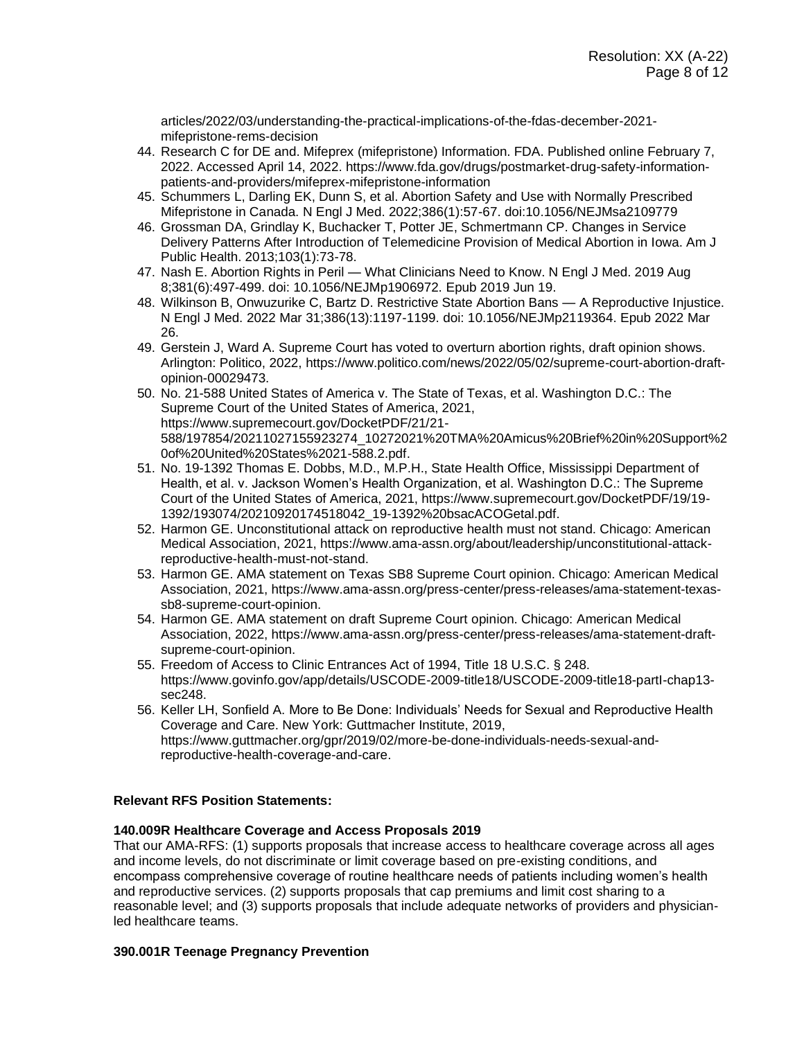articles/2022/03/understanding-the-practical-implications-of-the-fdas-december-2021-mifepristone-rems-decision

44. Research C for DE and. Mifeprex (mifepristone) Information. FDA. Published online February 7, 2022. Accessed April 14, 2022. https://www.fda.gov/drugs/postmarket-drug-safety-information-patients-and-providers/mifeprex-mifepristone-information
45. Schummers L, Darling EK, Dunn S, et al. Abortion Safety and Use with Normally Prescribed Mifepristone in Canada. N Engl J Med. 2022;386(1):57-67. doi:10.1056/NEJMsa2109779
46. Grossman DA, Grindlay K, Buchacker T, Potter JE, Schmertmann CP. Changes in Service Delivery Patterns After Introduction of Telemedicine Provision of Medical Abortion in Iowa. Am J Public Health. 2013;103(1):73-78.
47. Nash E. Abortion Rights in Peril — What Clinicians Need to Know. N Engl J Med. 2019 Aug 8;381(6):497-499. doi: 10.1056/NEJMp1906972. Epub 2019 Jun 19.
48. Wilkinson B, Onwuzurike C, Bartz D. Restrictive State Abortion Bans — A Reproductive Injustice. N Engl J Med. 2022 Mar 31;386(13):1197-1199. doi: 10.1056/NEJMp2119364. Epub 2022 Mar 26.
49. Gerstein J, Ward A. Supreme Court has voted to overturn abortion rights, draft opinion shows. Arlington: Politico, 2022, https://www.politico.com/news/2022/05/02/supreme-court-abortion-draft-opinion-00029473.
50. No. 21-588 United States of America v. The State of Texas, et al. Washington D.C.: The Supreme Court of the United States of America, 2021, https://www.supremecourt.gov/DocketPDF/21/21-588/197854/20211027155923274_10272021%20TMA%20Amicus%20Brief%20in%20Support%20of%20United%20States%2021-588.2.pdf.
51. No. 19-1392 Thomas E. Dobbs, M.D., M.P.H., State Health Office, Mississippi Department of Health, et al. v. Jackson Women's Health Organization, et al. Washington D.C.: The Supreme Court of the United States of America, 2021, https://www.supremecourt.gov/DocketPDF/19/19-1392/193074/20210920174518042_19-1392%20bsacACOGetal.pdf.
52. Harmon GE. Unconstitutional attack on reproductive health must not stand. Chicago: American Medical Association, 2021, https://www.ama-assn.org/about/leadership/unconstitutional-attack-reproductive-health-must-not-stand.
53. Harmon GE. AMA statement on Texas SB8 Supreme Court opinion. Chicago: American Medical Association, 2021, https://www.ama-assn.org/press-center/press-releases/ama-statement-texas-sb8-supreme-court-opinion.
54. Harmon GE. AMA statement on draft Supreme Court opinion. Chicago: American Medical Association, 2022, https://www.ama-assn.org/press-center/press-releases/ama-statement-draft-supreme-court-opinion.
55. Freedom of Access to Clinic Entrances Act of 1994, Title 18 U.S.C. § 248. https://www.govinfo.gov/app/details/USCODE-2009-title18/USCODE-2009-title18-partI-chap13-sec248.
56. Keller LH, Sonfield A. More to Be Done: Individuals' Needs for Sexual and Reproductive Health Coverage and Care. New York: Guttmacher Institute, 2019, https://www.guttmacher.org/gpr/2019/02/more-be-done-individuals-needs-sexual-and-reproductive-health-coverage-and-care.

**Relevant RFS Position Statements:**

**140.009R Healthcare Coverage and Access Proposals 2019**

That our AMA-RFS: (1) supports proposals that increase access to healthcare coverage across all ages and income levels, do not discriminate or limit coverage based on pre-existing conditions, and encompass comprehensive coverage of routine healthcare needs of patients including women's health and reproductive services. (2) supports proposals that cap premiums and limit cost sharing to a reasonable level; and (3) supports proposals that include adequate networks of providers and physician-led healthcare teams.

**390.001R Teenage Pregnancy Prevention**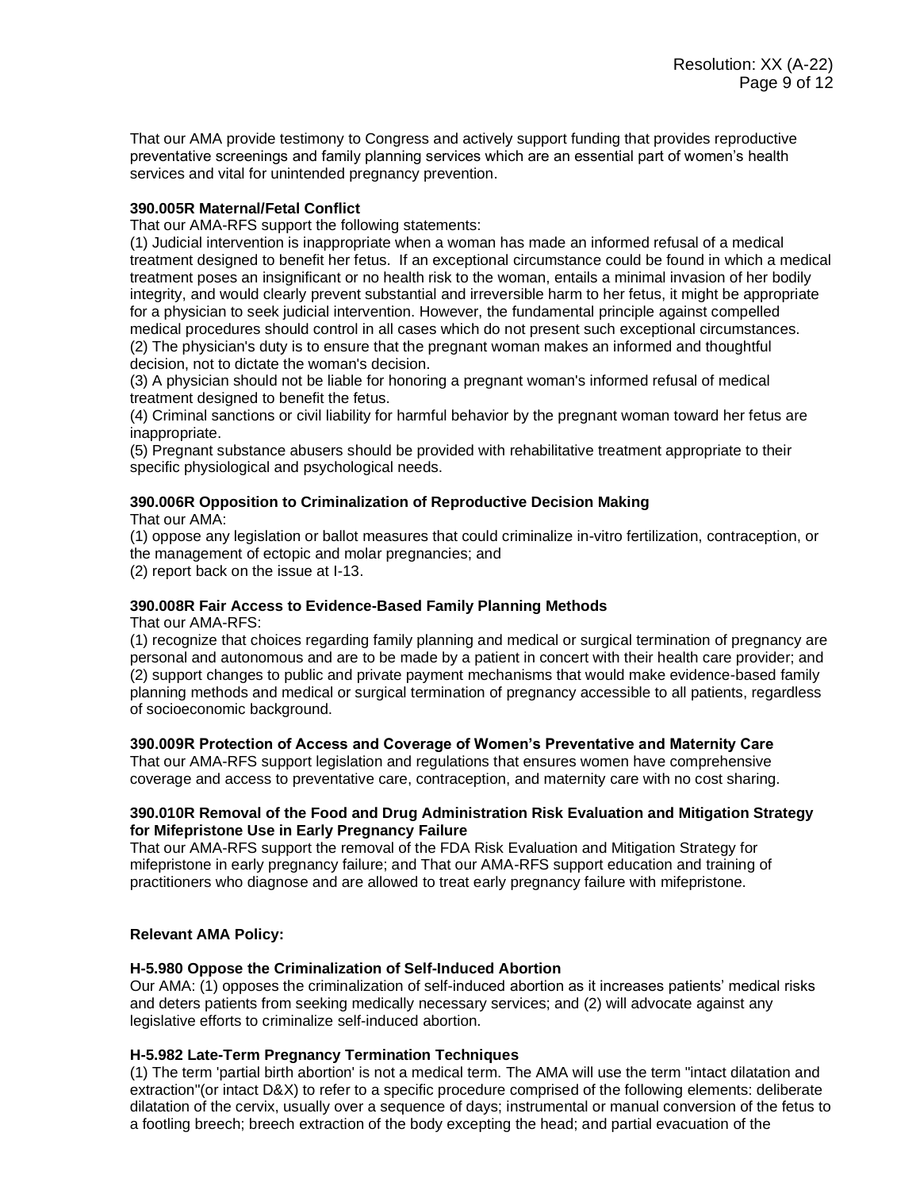That our AMA provide testimony to Congress and actively support funding that provides reproductive preventative screenings and family planning services which are an essential part of women's health services and vital for unintended pregnancy prevention.

**390.005R Maternal/Fetal Conflict**

That our AMA-RFS support the following statements:

(1) Judicial intervention is inappropriate when a woman has made an informed refusal of a medical treatment designed to benefit her fetus. If an exceptional circumstance could be found in which a medical treatment poses an insignificant or no health risk to the woman, entails a minimal invasion of her bodily integrity, and would clearly prevent substantial and irreversible harm to her fetus, it might be appropriate for a physician to seek judicial intervention. However, the fundamental principle against compelled medical procedures should control in all cases which do not present such exceptional circumstances.

(2) The physician's duty is to ensure that the pregnant woman makes an informed and thoughtful decision, not to dictate the woman's decision.

(3) A physician should not be liable for honoring a pregnant woman's informed refusal of medical treatment designed to benefit the fetus.

(4) Criminal sanctions or civil liability for harmful behavior by the pregnant woman toward her fetus are inappropriate.

(5) Pregnant substance abusers should be provided with rehabilitative treatment appropriate to their specific physiological and psychological needs.

**390.006R Opposition to Criminalization of Reproductive Decision Making**

That our AMA:

(1) oppose any legislation or ballot measures that could criminalize in-vitro fertilization, contraception, or the management of ectopic and molar pregnancies; and

(2) report back on the issue at I-13.

**390.008R Fair Access to Evidence-Based Family Planning Methods**

That our AMA-RFS:

(1) recognize that choices regarding family planning and medical or surgical termination of pregnancy are personal and autonomous and are to be made by a patient in concert with their health care provider; and

(2) support changes to public and private payment mechanisms that would make evidence-based family planning methods and medical or surgical termination of pregnancy accessible to all patients, regardless of socioeconomic background.

**390.009R Protection of Access and Coverage of Women's Preventative and Maternity Care**

That our AMA-RFS support legislation and regulations that ensures women have comprehensive coverage and access to preventative care, contraception, and maternity care with no cost sharing.

**390.010R Removal of the Food and Drug Administration Risk Evaluation and Mitigation Strategy for Mifepristone Use in Early Pregnancy Failure**

That our AMA-RFS support the removal of the FDA Risk Evaluation and Mitigation Strategy for mifepristone in early pregnancy failure; and That our AMA-RFS support education and training of practitioners who diagnose and are allowed to treat early pregnancy failure with mifepristone.

**Relevant AMA Policy:**

**H-5.980 Oppose the Criminalization of Self-Induced Abortion**

Our AMA: (1) opposes the criminalization of self-induced abortion as it increases patients' medical risks and deters patients from seeking medically necessary services; and (2) will advocate against any legislative efforts to criminalize self-induced abortion.

**H-5.982 Late-Term Pregnancy Termination Techniques**

(1) The term 'partial birth abortion' is not a medical term. The AMA will use the term "intact dilatation and extraction"(or intact D&X) to refer to a specific procedure comprised of the following elements: deliberate dilatation of the cervix, usually over a sequence of days; instrumental or manual conversion of the fetus to a footling breech; breech extraction of the body excepting the head; and partial evacuation of the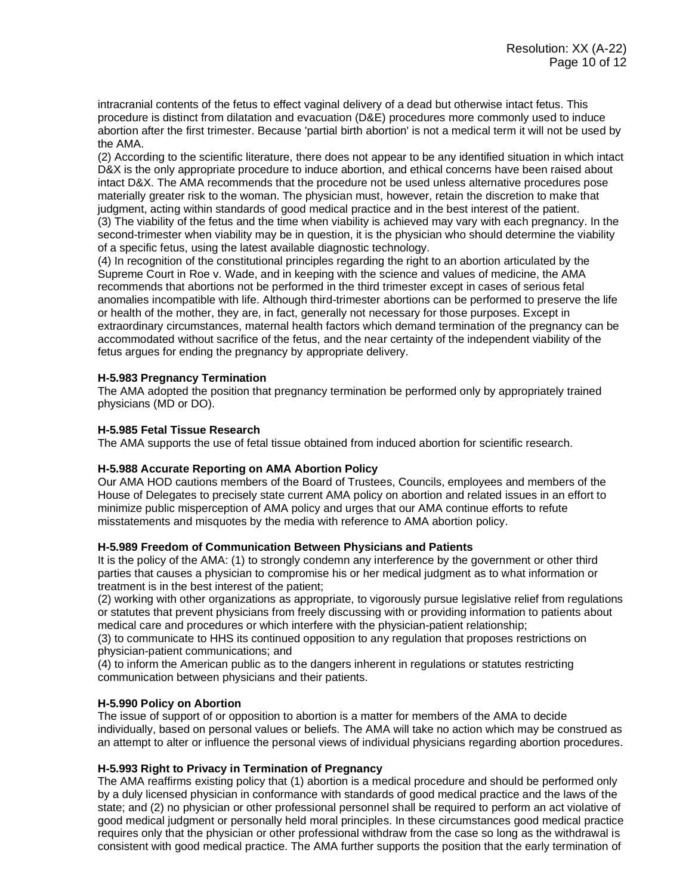intracranial contents of the fetus to effect vaginal delivery of a dead but otherwise intact fetus. This procedure is distinct from dilatation and evacuation (D&E) procedures more commonly used to induce abortion after the first trimester. Because 'partial birth abortion' is not a medical term it will not be used by the AMA.

(2) According to the scientific literature, there does not appear to be any identified situation in which intact D&X is the only appropriate procedure to induce abortion, and ethical concerns have been raised about intact D&X. The AMA recommends that the procedure not be used unless alternative procedures pose materially greater risk to the woman. The physician must, however, retain the discretion to make that judgment, acting within standards of good medical practice and in the best interest of the patient.

(3) The viability of the fetus and the time when viability is achieved may vary with each pregnancy. In the second-trimester when viability may be in question, it is the physician who should determine the viability of a specific fetus, using the latest available diagnostic technology.

(4) In recognition of the constitutional principles regarding the right to an abortion articulated by the Supreme Court in Roe v. Wade, and in keeping with the science and values of medicine, the AMA recommends that abortions not be performed in the third trimester except in cases of serious fetal anomalies incompatible with life. Although third-trimester abortions can be performed to preserve the life or health of the mother, they are, in fact, generally not necessary for those purposes. Except in extraordinary circumstances, maternal health factors which demand termination of the pregnancy can be accommodated without sacrifice of the fetus, and the near certainty of the independent viability of the fetus argues for ending the pregnancy by appropriate delivery.

**H-5.983 Pregnancy Termination**

The AMA adopted the position that pregnancy termination be performed only by appropriately trained physicians (MD or DO).

**H-5.985 Fetal Tissue Research**

The AMA supports the use of fetal tissue obtained from induced abortion for scientific research.

**H-5.988 Accurate Reporting on AMA Abortion Policy**

Our AMA HOD cautions members of the Board of Trustees, Councils, employees and members of the House of Delegates to precisely state current AMA policy on abortion and related issues in an effort to minimize public misperception of AMA policy and urges that our AMA continue efforts to refute misstatements and misquotes by the media with reference to AMA abortion policy.

**H-5.989 Freedom of Communication Between Physicians and Patients**

It is the policy of the AMA: (1) to strongly condemn any interference by the government or other third parties that causes a physician to compromise his or her medical judgment as to what information or treatment is in the best interest of the patient;

(2) working with other organizations as appropriate, to vigorously pursue legislative relief from regulations or statutes that prevent physicians from freely discussing with or providing information to patients about medical care and procedures or which interfere with the physician-patient relationship;

(3) to communicate to HHS its continued opposition to any regulation that proposes restrictions on physician-patient communications; and

(4) to inform the American public as to the dangers inherent in regulations or statutes restricting communication between physicians and their patients.

**H-5.990 Policy on Abortion**

The issue of support of or opposition to abortion is a matter for members of the AMA to decide individually, based on personal values or beliefs. The AMA will take no action which may be construed as an attempt to alter or influence the personal views of individual physicians regarding abortion procedures.

**H-5.993 Right to Privacy in Termination of Pregnancy**

The AMA reaffirms existing policy that (1) abortion is a medical procedure and should be performed only by a duly licensed physician in conformance with standards of good medical practice and the laws of the state; and (2) no physician or other professional personnel shall be required to perform an act violative of good medical judgment or personally held moral principles. In these circumstances good medical practice requires only that the physician or other professional withdraw from the case so long as the withdrawal is consistent with good medical practice. The AMA further supports the position that the early termination of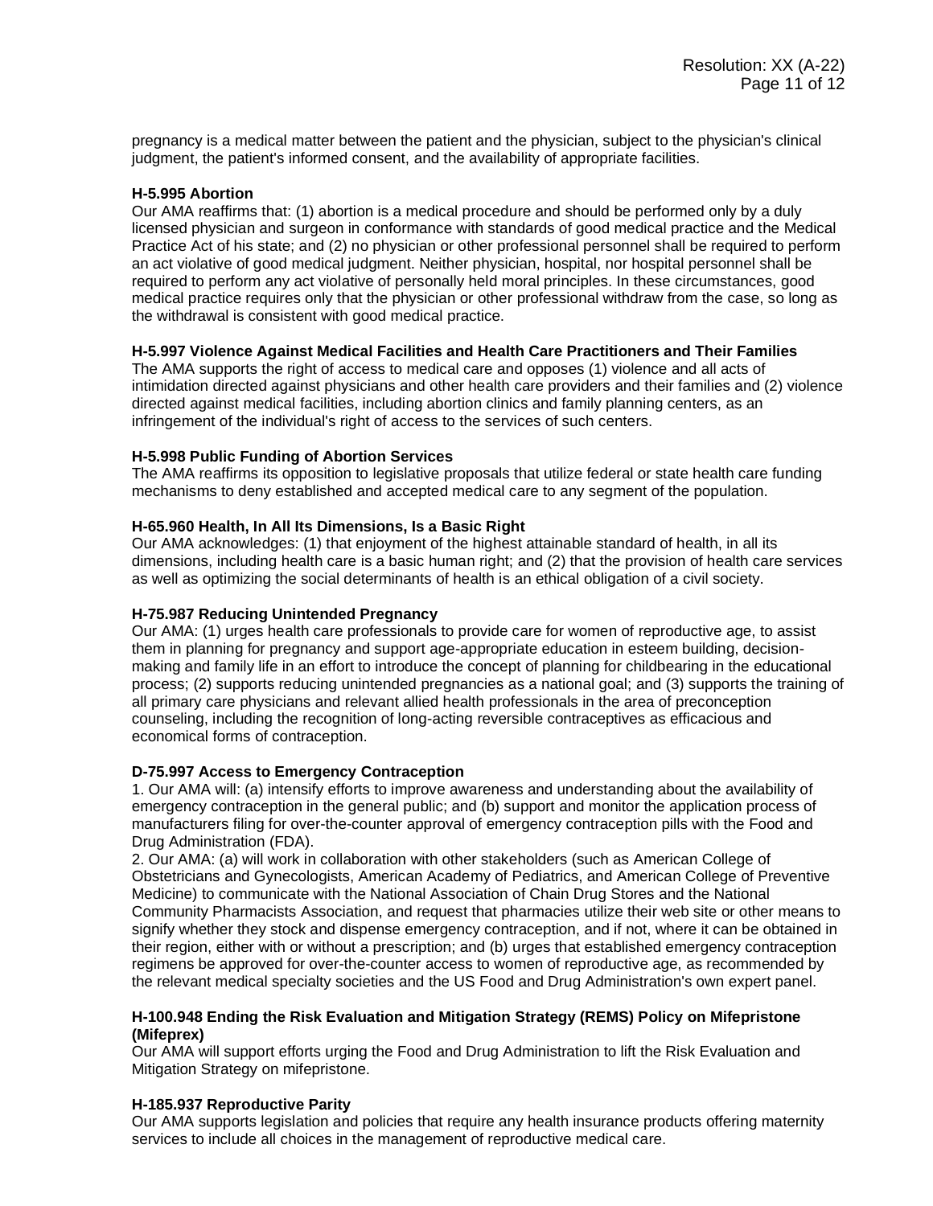pregnancy is a medical matter between the patient and the physician, subject to the physician's clinical judgment, the patient's informed consent, and the availability of appropriate facilities.

**H-5.995 Abortion**
Our AMA reaffirms that: (1) abortion is a medical procedure and should be performed only by a duly licensed physician and surgeon in conformance with standards of good medical practice and the Medical Practice Act of his state; and (2) no physician or other professional personnel shall be required to perform an act violative of good medical judgment. Neither physician, hospital, nor hospital personnel shall be required to perform any act violative of personally held moral principles. In these circumstances, good medical practice requires only that the physician or other professional withdraw from the case, so long as the withdrawal is consistent with good medical practice.

**H-5.997 Violence Against Medical Facilities and Health Care Practitioners and Their Families**
The AMA supports the right of access to medical care and opposes (1) violence and all acts of intimidation directed against physicians and other health care providers and their families and (2) violence directed against medical facilities, including abortion clinics and family planning centers, as an infringement of the individual's right of access to the services of such centers.

**H-5.998 Public Funding of Abortion Services**
The AMA reaffirms its opposition to legislative proposals that utilize federal or state health care funding mechanisms to deny established and accepted medical care to any segment of the population.

**H-65.960 Health, In All Its Dimensions, Is a Basic Right**
Our AMA acknowledges: (1) that enjoyment of the highest attainable standard of health, in all its dimensions, including health care is a basic human right; and (2) that the provision of health care services as well as optimizing the social determinants of health is an ethical obligation of a civil society.

**H-75.987 Reducing Unintended Pregnancy**
Our AMA: (1) urges health care professionals to provide care for women of reproductive age, to assist them in planning for pregnancy and support age-appropriate education in esteem building, decision-making and family life in an effort to introduce the concept of planning for childbearing in the educational process; (2) supports reducing unintended pregnancies as a national goal; and (3) supports the training of all primary care physicians and relevant allied health professionals in the area of preconception counseling, including the recognition of long-acting reversible contraceptives as efficacious and economical forms of contraception.

**D-75.997 Access to Emergency Contraception**
1. Our AMA will: (a) intensify efforts to improve awareness and understanding about the availability of emergency contraception in the general public; and (b) support and monitor the application process of manufacturers filing for over-the-counter approval of emergency contraception pills with the Food and Drug Administration (FDA).
2. Our AMA: (a) will work in collaboration with other stakeholders (such as American College of Obstetricians and Gynecologists, American Academy of Pediatrics, and American College of Preventive Medicine) to communicate with the National Association of Chain Drug Stores and the National Community Pharmacists Association, and request that pharmacies utilize their web site or other means to signify whether they stock and dispense emergency contraception, and if not, where it can be obtained in their region, either with or without a prescription; and (b) urges that established emergency contraception regimens be approved for over-the-counter access to women of reproductive age, as recommended by the relevant medical specialty societies and the US Food and Drug Administration's own expert panel.

**H-100.948 Ending the Risk Evaluation and Mitigation Strategy (REMS) Policy on Mifepristone (Mifeprex)**
Our AMA will support efforts urging the Food and Drug Administration to lift the Risk Evaluation and Mitigation Strategy on mifepristone.

**H-185.937 Reproductive Parity**
Our AMA supports legislation and policies that require any health insurance products offering maternity services to include all choices in the management of reproductive medical care.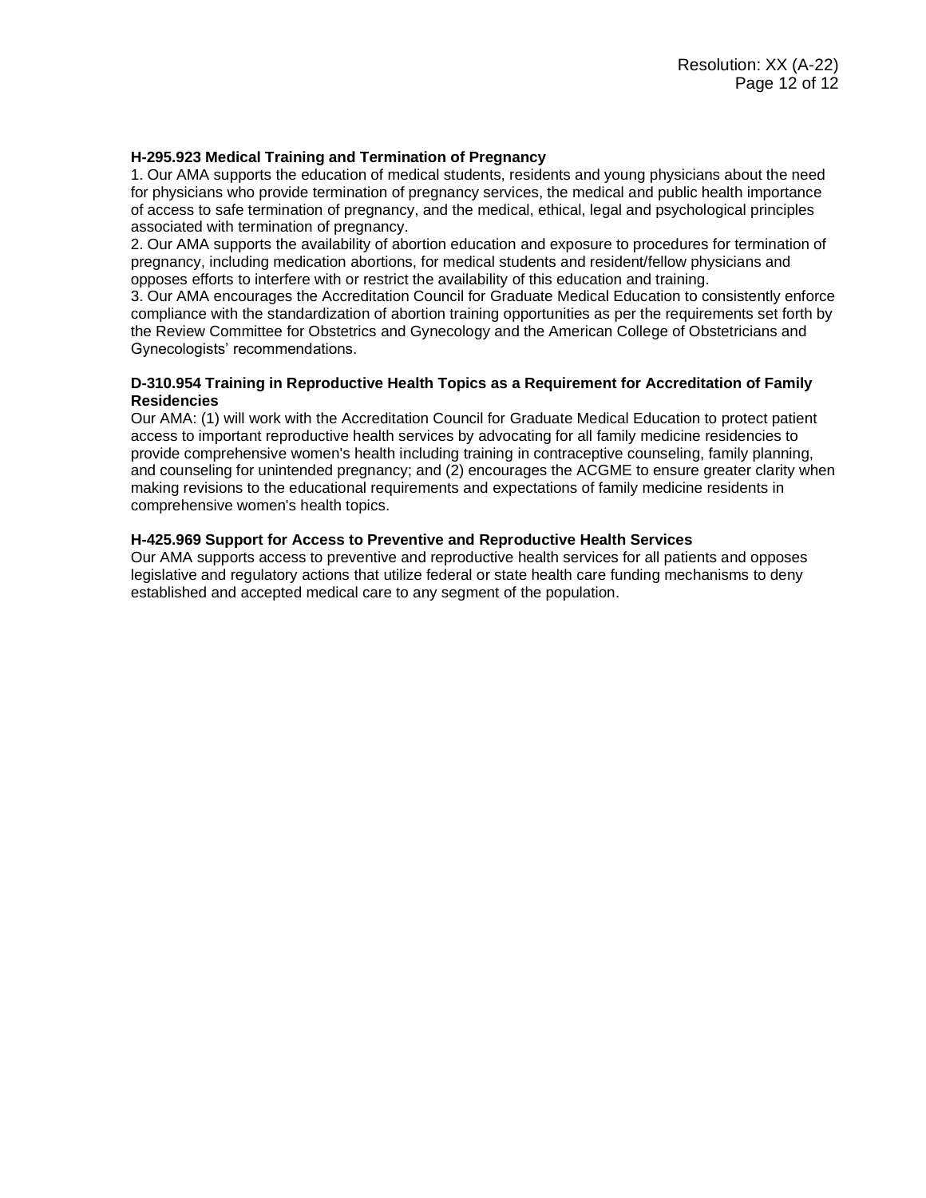**H-295.923 Medical Training and Termination of Pregnancy**

1. Our AMA supports the education of medical students, residents and young physicians about the need for physicians who provide termination of pregnancy services, the medical and public health importance of access to safe termination of pregnancy, and the medical, ethical, legal and psychological principles associated with termination of pregnancy.
2. Our AMA supports the availability of abortion education and exposure to procedures for termination of pregnancy, including medication abortions, for medical students and resident/fellow physicians and opposes efforts to interfere with or restrict the availability of this education and training.
3. Our AMA encourages the Accreditation Council for Graduate Medical Education to consistently enforce compliance with the standardization of abortion training opportunities as per the requirements set forth by the Review Committee for Obstetrics and Gynecology and the American College of Obstetricians and Gynecologists' recommendations.

**D-310.954 Training in Reproductive Health Topics as a Requirement for Accreditation of Family Residencies**

Our AMA: (1) will work with the Accreditation Council for Graduate Medical Education to protect patient access to important reproductive health services by advocating for all family medicine residencies to provide comprehensive women's health including training in contraceptive counseling, family planning, and counseling for unintended pregnancy; and (2) encourages the ACGME to ensure greater clarity when making revisions to the educational requirements and expectations of family medicine residents in comprehensive women's health topics.

**H-425.969 Support for Access to Preventive and Reproductive Health Services**

Our AMA supports access to preventive and reproductive health services for all patients and opposes legislative and regulatory actions that utilize federal or state health care funding mechanisms to deny established and accepted medical care to any segment of the population.